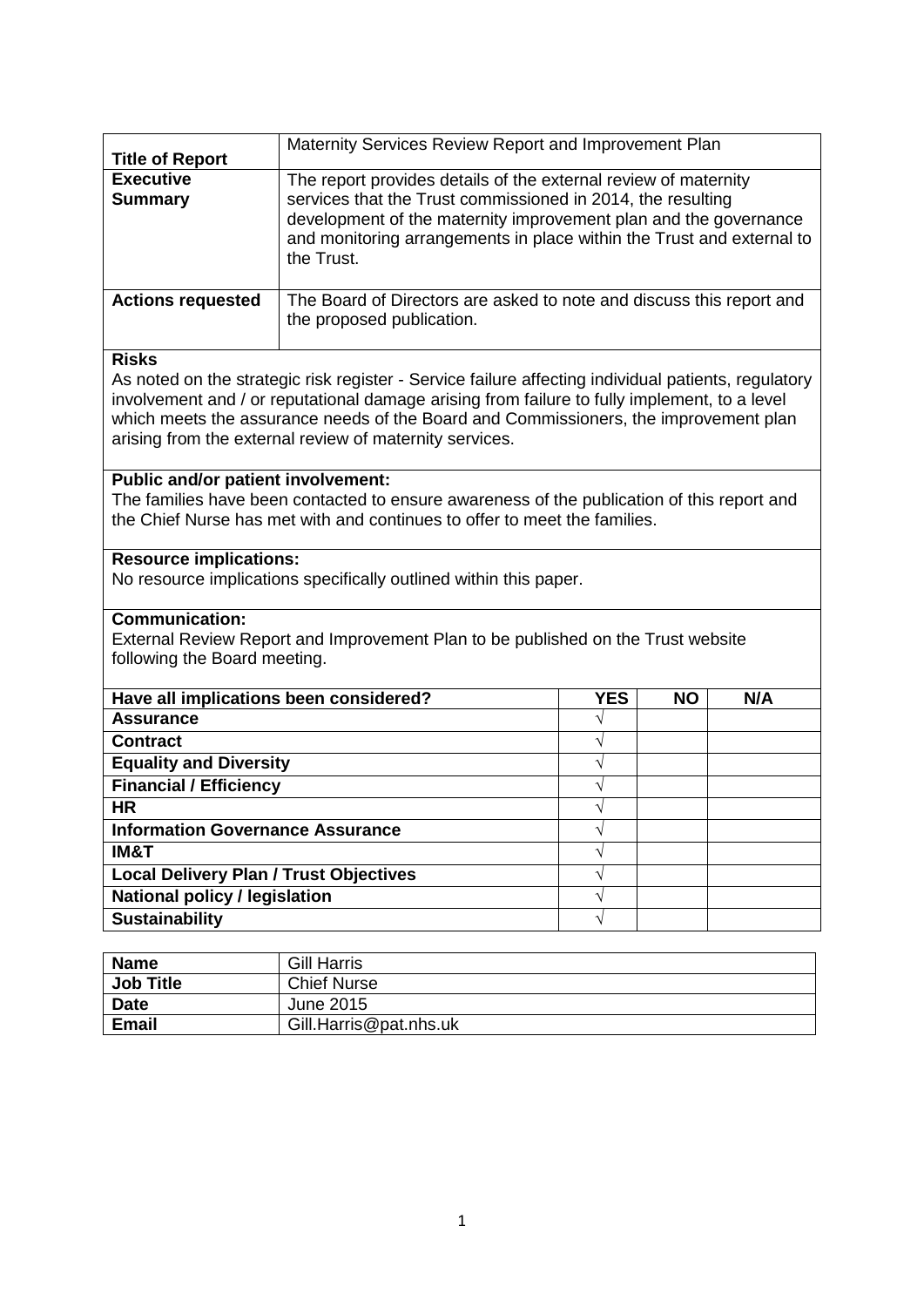| Title of Report | Maternity Services Review Report and Improvement Plan |
|---|---|
| **Executive Summary** | The report provides details of the external review of maternity services that the Trust commissioned in 2014, the resulting development of the maternity improvement plan and the governance and monitoring arrangements in place within the Trust and external to the Trust. |
| **Actions requested** | The Board of Directors are asked to note and discuss this report and the proposed publication. |

**Risks**

As noted on the strategic risk register - Service failure affecting individual patients, regulatory involvement and / or reputational damage arising from failure to fully implement, to a level which meets the assurance needs of the Board and Commissioners, the improvement plan arising from the external review of maternity services.

**Public and/or patient involvement:**

The families have been contacted to ensure awareness of the publication of this report and the Chief Nurse has met with and continues to offer to meet the families.

**Resource implications:**

No resource implications specifically outlined within this paper.

**Communication:**

External Review Report and Improvement Plan to be published on the Trust website following the Board meeting.

| Have all implications been considered? | YES | NO | N/A |
|---|---|---|---|
| **Assurance** | √ | | |
| **Contract** | √ | | |
| **Equality and Diversity** | √ | | |
| **Financial / Efficiency** | √ | | |
| **HR** | √ | | |
| **Information Governance Assurance** | √ | | |
| **IM&T** | √ | | |
| **Local Delivery Plan / Trust Objectives** | √ | | |
| **National policy / legislation** | √ | | |
| **Sustainability** | √ | | |

| Name | Gill Harris |
|---|---|
| **Job Title** | Chief Nurse |
| **Date** | June 2015 |
| **Email** | Gill.Harris@pat.nhs.uk |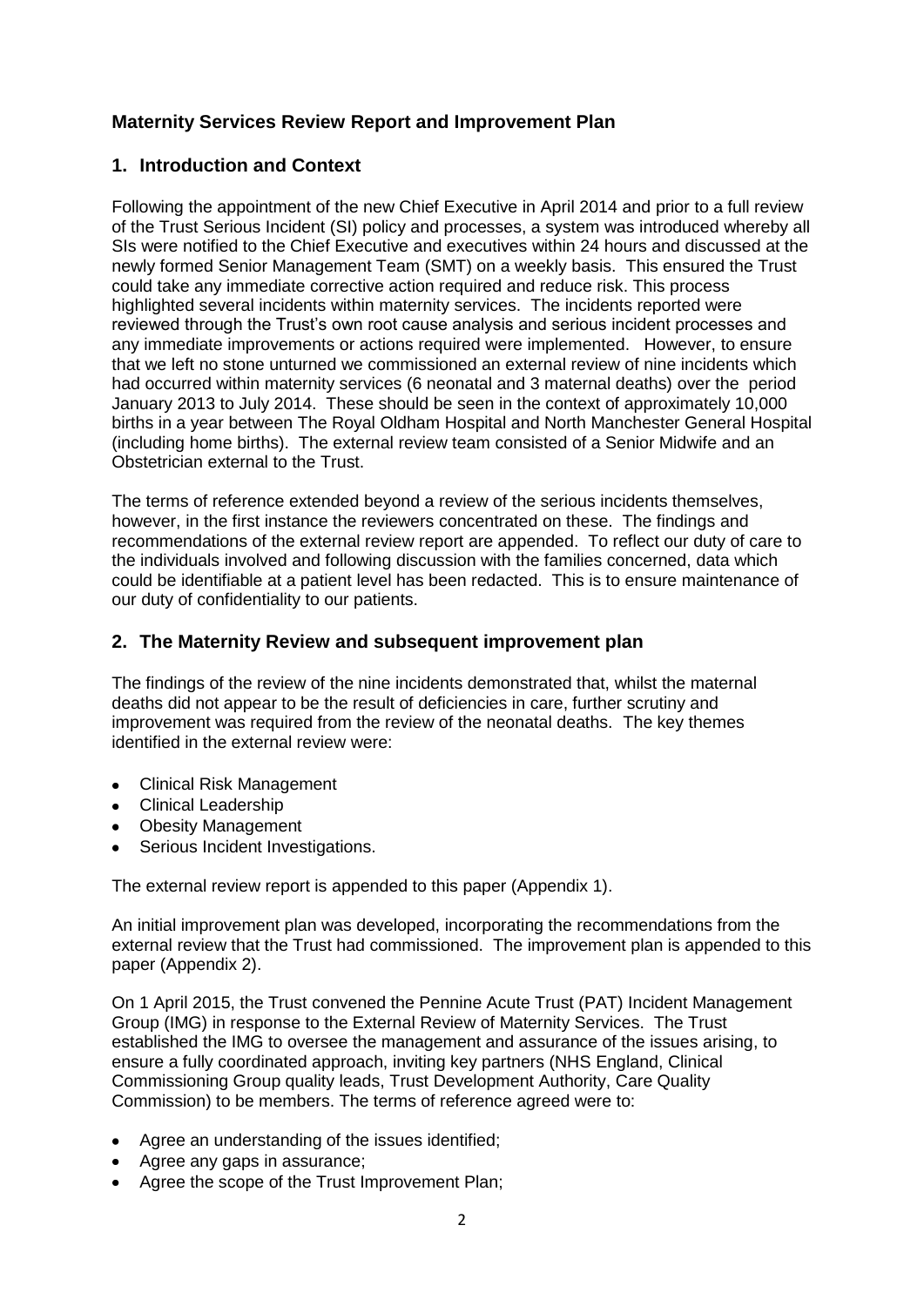## Maternity Services Review Report and Improvement Plan

## 1. Introduction and Context

Following the appointment of the new Chief Executive in April 2014 and prior to a full review of the Trust Serious Incident (SI) policy and processes, a system was introduced whereby all SIs were notified to the Chief Executive and executives within 24 hours and discussed at the newly formed Senior Management Team (SMT) on a weekly basis. This ensured the Trust could take any immediate corrective action required and reduce risk. This process highlighted several incidents within maternity services. The incidents reported were reviewed through the Trust's own root cause analysis and serious incident processes and any immediate improvements or actions required were implemented. However, to ensure that we left no stone unturned we commissioned an external review of nine incidents which had occurred within maternity services (6 neonatal and 3 maternal deaths) over the period January 2013 to July 2014. These should be seen in the context of approximately 10,000 births in a year between The Royal Oldham Hospital and North Manchester General Hospital (including home births). The external review team consisted of a Senior Midwife and an Obstetrician external to the Trust.

The terms of reference extended beyond a review of the serious incidents themselves, however, in the first instance the reviewers concentrated on these. The findings and recommendations of the external review report are appended. To reflect our duty of care to the individuals involved and following discussion with the families concerned, data which could be identifiable at a patient level has been redacted. This is to ensure maintenance of our duty of confidentiality to our patients.

## 2. The Maternity Review and subsequent improvement plan

The findings of the review of the nine incidents demonstrated that, whilst the maternal deaths did not appear to be the result of deficiencies in care, further scrutiny and improvement was required from the review of the neonatal deaths. The key themes identified in the external review were:

- Clinical Risk Management
- Clinical Leadership
- Obesity Management
- Serious Incident Investigations.

The external review report is appended to this paper (Appendix 1).

An initial improvement plan was developed, incorporating the recommendations from the external review that the Trust had commissioned. The improvement plan is appended to this paper (Appendix 2).

On 1 April 2015, the Trust convened the Pennine Acute Trust (PAT) Incident Management Group (IMG) in response to the External Review of Maternity Services. The Trust established the IMG to oversee the management and assurance of the issues arising, to ensure a fully coordinated approach, inviting key partners (NHS England, Clinical Commissioning Group quality leads, Trust Development Authority, Care Quality Commission) to be members. The terms of reference agreed were to:

- Agree an understanding of the issues identified;
- Agree any gaps in assurance;
- Agree the scope of the Trust Improvement Plan;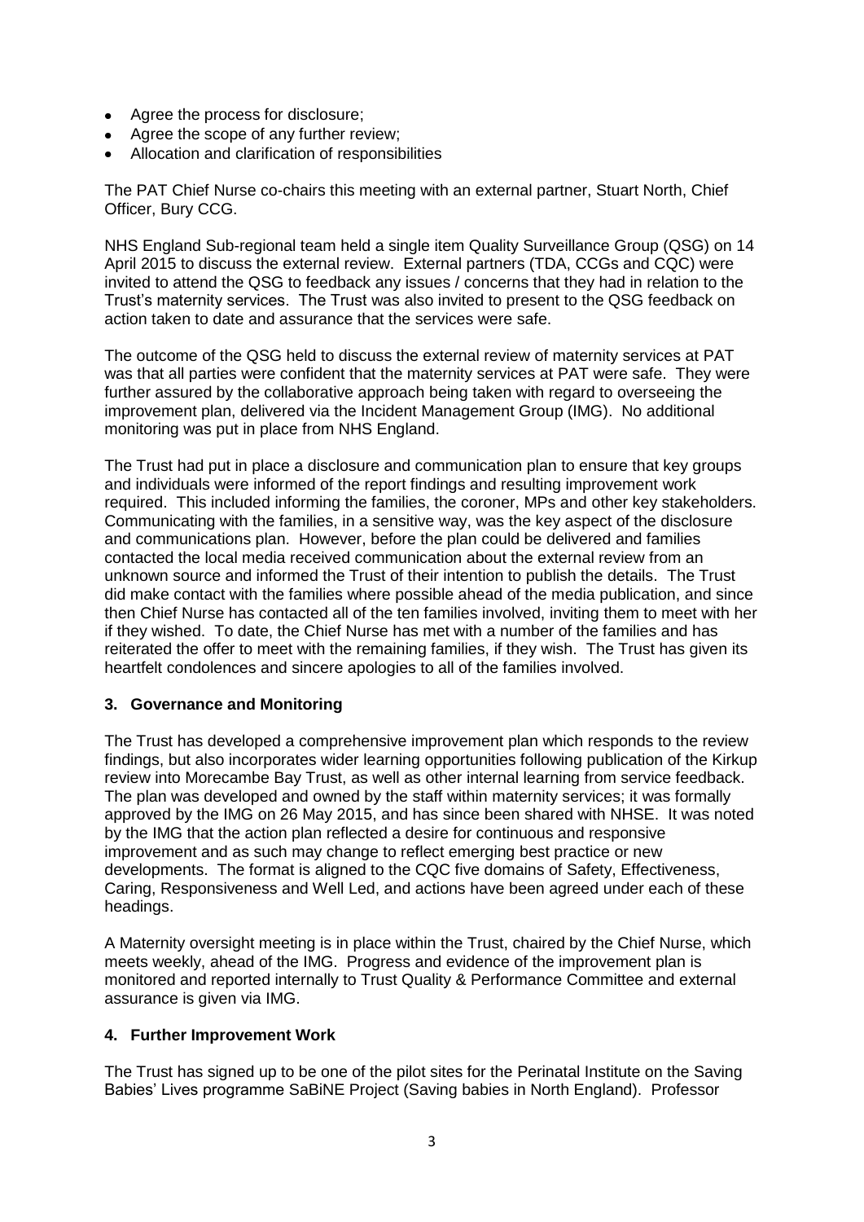- Agree the process for disclosure;
- Agree the scope of any further review;
- Allocation and clarification of responsibilities

The PAT Chief Nurse co-chairs this meeting with an external partner, Stuart North, Chief Officer, Bury CCG.

NHS England Sub-regional team held a single item Quality Surveillance Group (QSG) on 14 April 2015 to discuss the external review. External partners (TDA, CCGs and CQC) were invited to attend the QSG to feedback any issues / concerns that they had in relation to the Trust's maternity services. The Trust was also invited to present to the QSG feedback on action taken to date and assurance that the services were safe.

The outcome of the QSG held to discuss the external review of maternity services at PAT was that all parties were confident that the maternity services at PAT were safe. They were further assured by the collaborative approach being taken with regard to overseeing the improvement plan, delivered via the Incident Management Group (IMG). No additional monitoring was put in place from NHS England.

The Trust had put in place a disclosure and communication plan to ensure that key groups and individuals were informed of the report findings and resulting improvement work required. This included informing the families, the coroner, MPs and other key stakeholders. Communicating with the families, in a sensitive way, was the key aspect of the disclosure and communications plan. However, before the plan could be delivered and families contacted the local media received communication about the external review from an unknown source and informed the Trust of their intention to publish the details. The Trust did make contact with the families where possible ahead of the media publication, and since then Chief Nurse has contacted all of the ten families involved, inviting them to meet with her if they wished. To date, the Chief Nurse has met with a number of the families and has reiterated the offer to meet with the remaining families, if they wish. The Trust has given its heartfelt condolences and sincere apologies to all of the families involved.

## 3. Governance and Monitoring

The Trust has developed a comprehensive improvement plan which responds to the review findings, but also incorporates wider learning opportunities following publication of the Kirkup review into Morecambe Bay Trust, as well as other internal learning from service feedback. The plan was developed and owned by the staff within maternity services; it was formally approved by the IMG on 26 May 2015, and has since been shared with NHSE. It was noted by the IMG that the action plan reflected a desire for continuous and responsive improvement and as such may change to reflect emerging best practice or new developments. The format is aligned to the CQC five domains of Safety, Effectiveness, Caring, Responsiveness and Well Led, and actions have been agreed under each of these headings.

A Maternity oversight meeting is in place within the Trust, chaired by the Chief Nurse, which meets weekly, ahead of the IMG. Progress and evidence of the improvement plan is monitored and reported internally to Trust Quality & Performance Committee and external assurance is given via IMG.

## 4. Further Improvement Work

The Trust has signed up to be one of the pilot sites for the Perinatal Institute on the Saving Babies' Lives programme SaBiNE Project (Saving babies in North England). Professor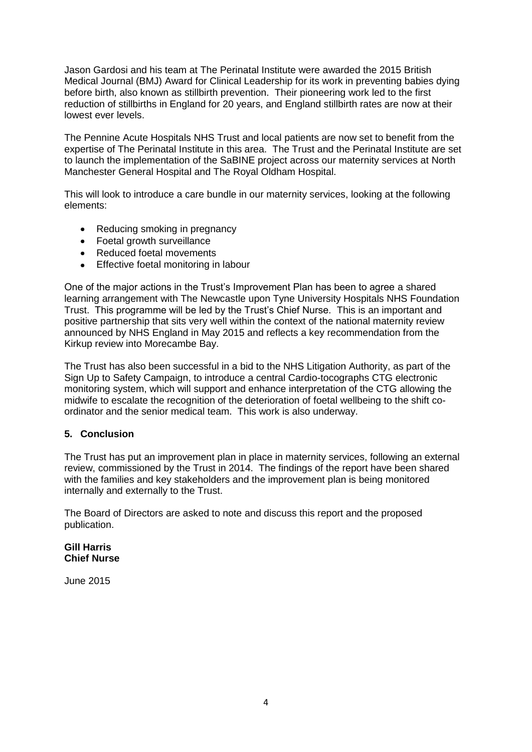Jason Gardosi and his team at The Perinatal Institute were awarded the 2015 British Medical Journal (BMJ) Award for Clinical Leadership for its work in preventing babies dying before birth, also known as stillbirth prevention. Their pioneering work led to the first reduction of stillbirths in England for 20 years, and England stillbirth rates are now at their lowest ever levels.

The Pennine Acute Hospitals NHS Trust and local patients are now set to benefit from the expertise of The Perinatal Institute in this area. The Trust and the Perinatal Institute are set to launch the implementation of the SaBINE project across our maternity services at North Manchester General Hospital and The Royal Oldham Hospital.

This will look to introduce a care bundle in our maternity services, looking at the following elements:

- Reducing smoking in pregnancy
- Foetal growth surveillance
- Reduced foetal movements
- Effective foetal monitoring in labour

One of the major actions in the Trust's Improvement Plan has been to agree a shared learning arrangement with The Newcastle upon Tyne University Hospitals NHS Foundation Trust. This programme will be led by the Trust's Chief Nurse. This is an important and positive partnership that sits very well within the context of the national maternity review announced by NHS England in May 2015 and reflects a key recommendation from the Kirkup review into Morecambe Bay.

The Trust has also been successful in a bid to the NHS Litigation Authority, as part of the Sign Up to Safety Campaign, to introduce a central Cardio-tocographs CTG electronic monitoring system, which will support and enhance interpretation of the CTG allowing the midwife to escalate the recognition of the deterioration of foetal wellbeing to the shift co-ordinator and the senior medical team. This work is also underway.

## 5. Conclusion

The Trust has put an improvement plan in place in maternity services, following an external review, commissioned by the Trust in 2014. The findings of the report have been shared with the families and key stakeholders and the improvement plan is being monitored internally and externally to the Trust.

The Board of Directors are asked to note and discuss this report and the proposed publication.

**Gill Harris**
**Chief Nurse**

June 2015